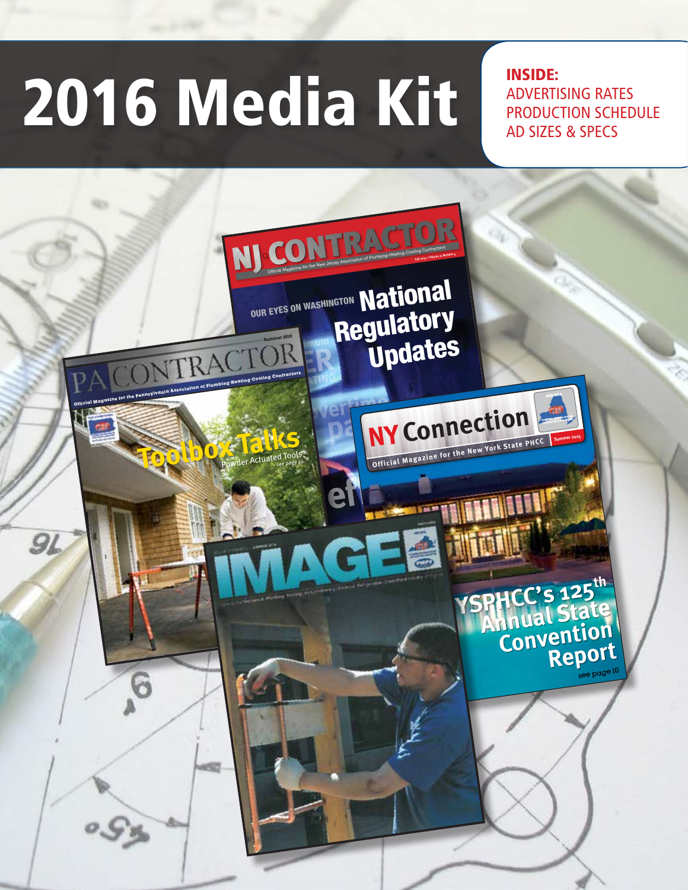# 2016 Media Kit

**INSIDE:**
ADVERTISING RATES
PRODUCTION SCHEDULE
AD SIZES & SPECS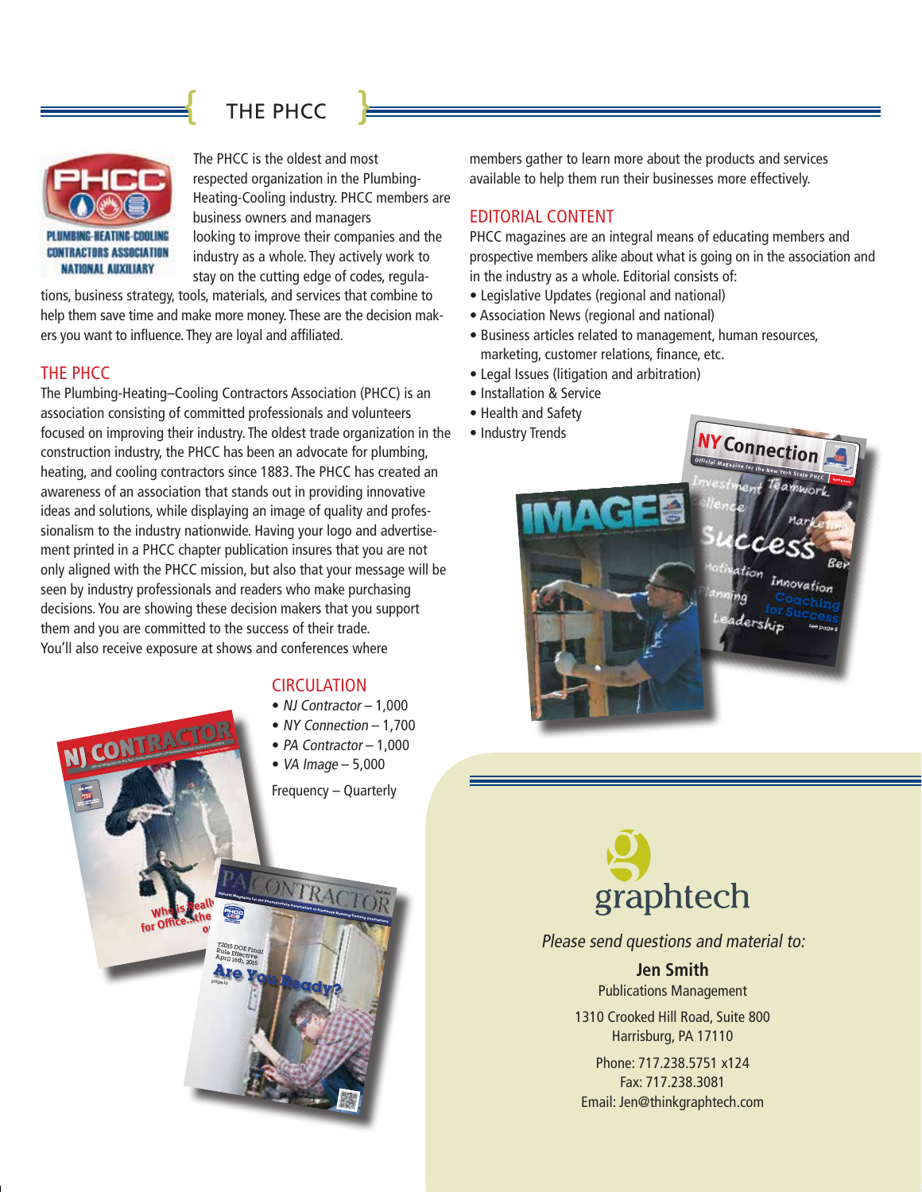# THE PHCC

The PHCC is the oldest and most respected organization in the Plumbing-Heating-Cooling industry. PHCC members are business owners and managers looking to improve their companies and the industry as a whole. They actively work to stay on the cutting edge of codes, regulations, business strategy, tools, materials, and services that combine to help them save time and make more money. These are the decision makers you want to influence. They are loyal and affiliated.

## THE PHCC

The Plumbing-Heating–Cooling Contractors Association (PHCC) is an association consisting of committed professionals and volunteers focused on improving their industry. The oldest trade organization in the construction industry, the PHCC has been an advocate for plumbing, heating, and cooling contractors since 1883. The PHCC has created an awareness of an association that stands out in providing innovative ideas and solutions, while displaying an image of quality and professionalism to the industry nationwide. Having your logo and advertisement printed in a PHCC chapter publication insures that you are not only aligned with the PHCC mission, but also that your message will be seen by industry professionals and readers who make purchasing decisions. You are showing these decision makers that you support them and you are committed to the success of their trade. You'll also receive exposure at shows and conferences where members gather to learn more about the products and services available to help them run their businesses more effectively.

## EDITORIAL CONTENT

PHCC magazines are an integral means of educating members and prospective members alike about what is going on in the association and in the industry as a whole. Editorial consists of:

- Legislative Updates (regional and national)
- Association News (regional and national)
- Business articles related to management, human resources, marketing, customer relations, finance, etc.
- Legal Issues (litigation and arbitration)
- Installation & Service
- Health and Safety
- Industry Trends

## CIRCULATION

- *NJ Contractor* – 1,000
- *NY Connection* – 1,700
- *PA Contractor* – 1,000
- *VA Image* – 5,000

Frequency – Quarterly

graphtech

*Please send questions and material to:*

**Jen Smith**
Publications Management

1310 Crooked Hill Road, Suite 800
Harrisburg, PA 17110

Phone: 717.238.5751 x124
Fax: 717.238.3081
Email: Jen@thinkgraphtech.com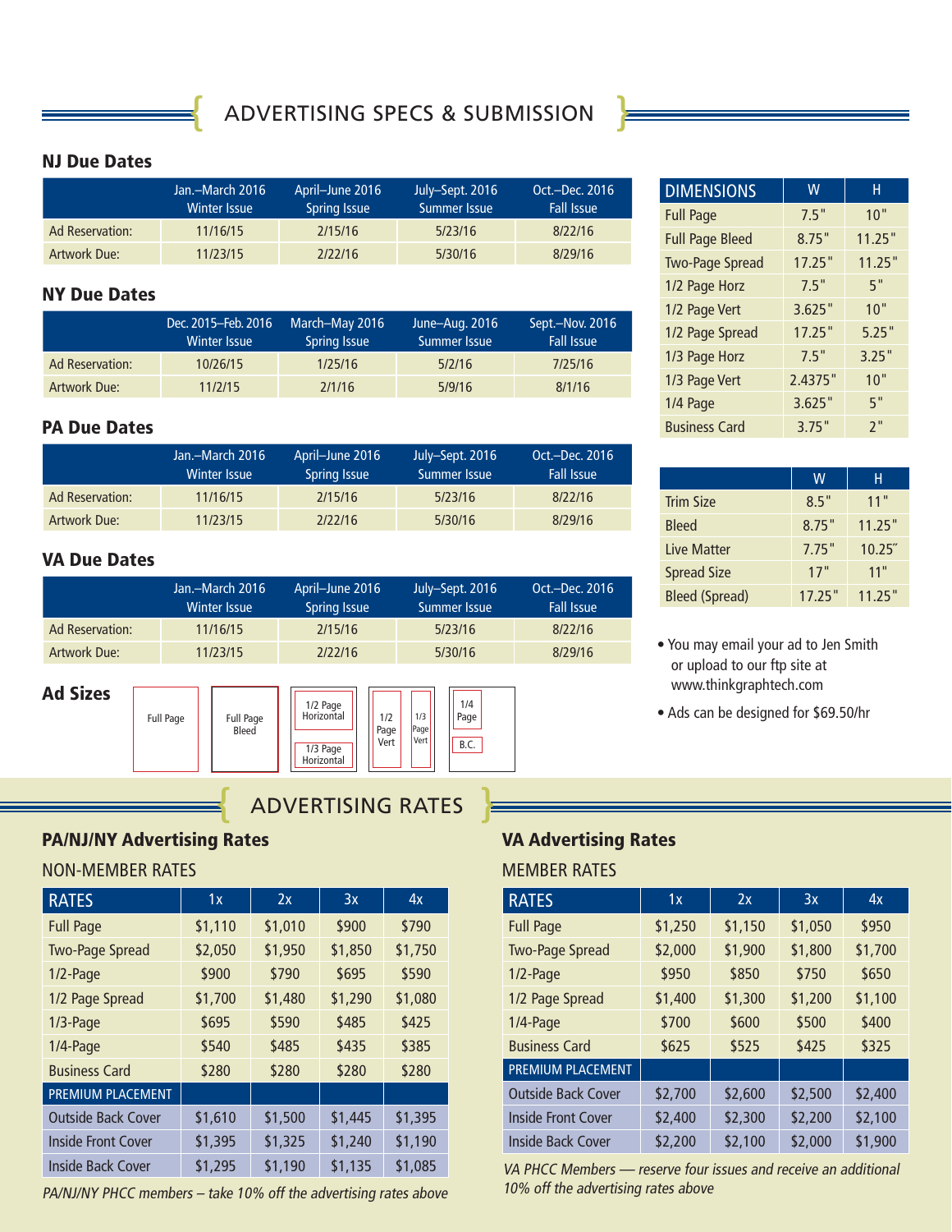# ADVERTISING SPECS & SUBMISSION

## NJ Due Dates

| | Jan.–March 2016 Winter Issue | April–June 2016 Spring Issue | July–Sept. 2016 Summer Issue | Oct.–Dec. 2016 Fall Issue |
|---|---|---|---|---|
| Ad Reservation: | 11/16/15 | 2/15/16 | 5/23/16 | 8/22/16 |
| Artwork Due: | 11/23/15 | 2/22/16 | 5/30/16 | 8/29/16 |

## NY Due Dates

| | Dec. 2015–Feb. 2016 Winter Issue | March–May 2016 Spring Issue | June–Aug. 2016 Summer Issue | Sept.–Nov. 2016 Fall Issue |
|---|---|---|---|---|
| Ad Reservation: | 10/26/15 | 1/25/16 | 5/2/16 | 7/25/16 |
| Artwork Due: | 11/2/15 | 2/1/16 | 5/9/16 | 8/1/16 |

## PA Due Dates

| | Jan.–March 2016 Winter Issue | April–June 2016 Spring Issue | July–Sept. 2016 Summer Issue | Oct.–Dec. 2016 Fall Issue |
|---|---|---|---|---|
| Ad Reservation: | 11/16/15 | 2/15/16 | 5/23/16 | 8/22/16 |
| Artwork Due: | 11/23/15 | 2/22/16 | 5/30/16 | 8/29/16 |

## VA Due Dates

| | Jan.–March 2016 Winter Issue | April–June 2016 Spring Issue | July–Sept. 2016 Summer Issue | Oct.–Dec. 2016 Fall Issue |
|---|---|---|---|---|
| Ad Reservation: | 11/16/15 | 2/15/16 | 5/23/16 | 8/22/16 |
| Artwork Due: | 11/23/15 | 2/22/16 | 5/30/16 | 8/29/16 |

## Ad Sizes

Full Page | Full Page Bleed | 1/2 Page Horizontal | 1/3 Page Horizontal | 1/2 Page Vert | 1/3 Page Vert | 1/4 Page | B.C.

| DIMENSIONS | W | H |
|---|---|---|
| Full Page | 7.5" | 10" |
| Full Page Bleed | 8.75" | 11.25" |
| Two-Page Spread | 17.25" | 11.25" |
| 1/2 Page Horz | 7.5" | 5" |
| 1/2 Page Vert | 3.625" | 10" |
| 1/2 Page Spread | 17.25" | 5.25" |
| 1/3 Page Horz | 7.5" | 3.25" |
| 1/3 Page Vert | 2.4375" | 10" |
| 1/4 Page | 3.625" | 5" |
| Business Card | 3.75" | 2" |

| | W | H |
|---|---|---|
| Trim Size | 8.5" | 11" |
| Bleed | 8.75" | 11.25" |
| Live Matter | 7.75" | 10.25″ |
| Spread Size | 17" | 11" |
| Bleed (Spread) | 17.25" | 11.25" |

- You may email your ad to Jen Smith or upload to our ftp site at www.thinkgraphtech.com
- Ads can be designed for $69.50/hr

# ADVERTISING RATES

## PA/NJ/NY Advertising Rates

NON-MEMBER RATES

| RATES | 1x | 2x | 3x | 4x |
|---|---|---|---|---|
| Full Page | $1,110 | $1,010 | $900 | $790 |
| Two-Page Spread | $2,050 | $1,950 | $1,850 | $1,750 |
| 1/2-Page | $900 | $790 | $695 | $590 |
| 1/2 Page Spread | $1,700 | $1,480 | $1,290 | $1,080 |
| 1/3-Page | $695 | $590 | $485 | $425 |
| 1/4-Page | $540 | $485 | $435 | $385 |
| Business Card | $280 | $280 | $280 | $280 |
| PREMIUM PLACEMENT | | | | |
| Outside Back Cover | $1,610 | $1,500 | $1,445 | $1,395 |
| Inside Front Cover | $1,395 | $1,325 | $1,240 | $1,190 |
| Inside Back Cover | $1,295 | $1,190 | $1,135 | $1,085 |

*PA/NJ/NY PHCC members – take 10% off the advertising rates above*

## VA Advertising Rates

MEMBER RATES

| RATES | 1x | 2x | 3x | 4x |
|---|---|---|---|---|
| Full Page | $1,250 | $1,150 | $1,050 | $950 |
| Two-Page Spread | $2,000 | $1,900 | $1,800 | $1,700 |
| 1/2-Page | $950 | $850 | $750 | $650 |
| 1/2 Page Spread | $1,400 | $1,300 | $1,200 | $1,100 |
| 1/4-Page | $700 | $600 | $500 | $400 |
| Business Card | $625 | $525 | $425 | $325 |
| PREMIUM PLACEMENT | | | | |
| Outside Back Cover | $2,700 | $2,600 | $2,500 | $2,400 |
| Inside Front Cover | $2,400 | $2,300 | $2,200 | $2,100 |
| Inside Back Cover | $2,200 | $2,100 | $2,000 | $1,900 |

*VA PHCC Members — reserve four issues and receive an additional 10% off the advertising rates above*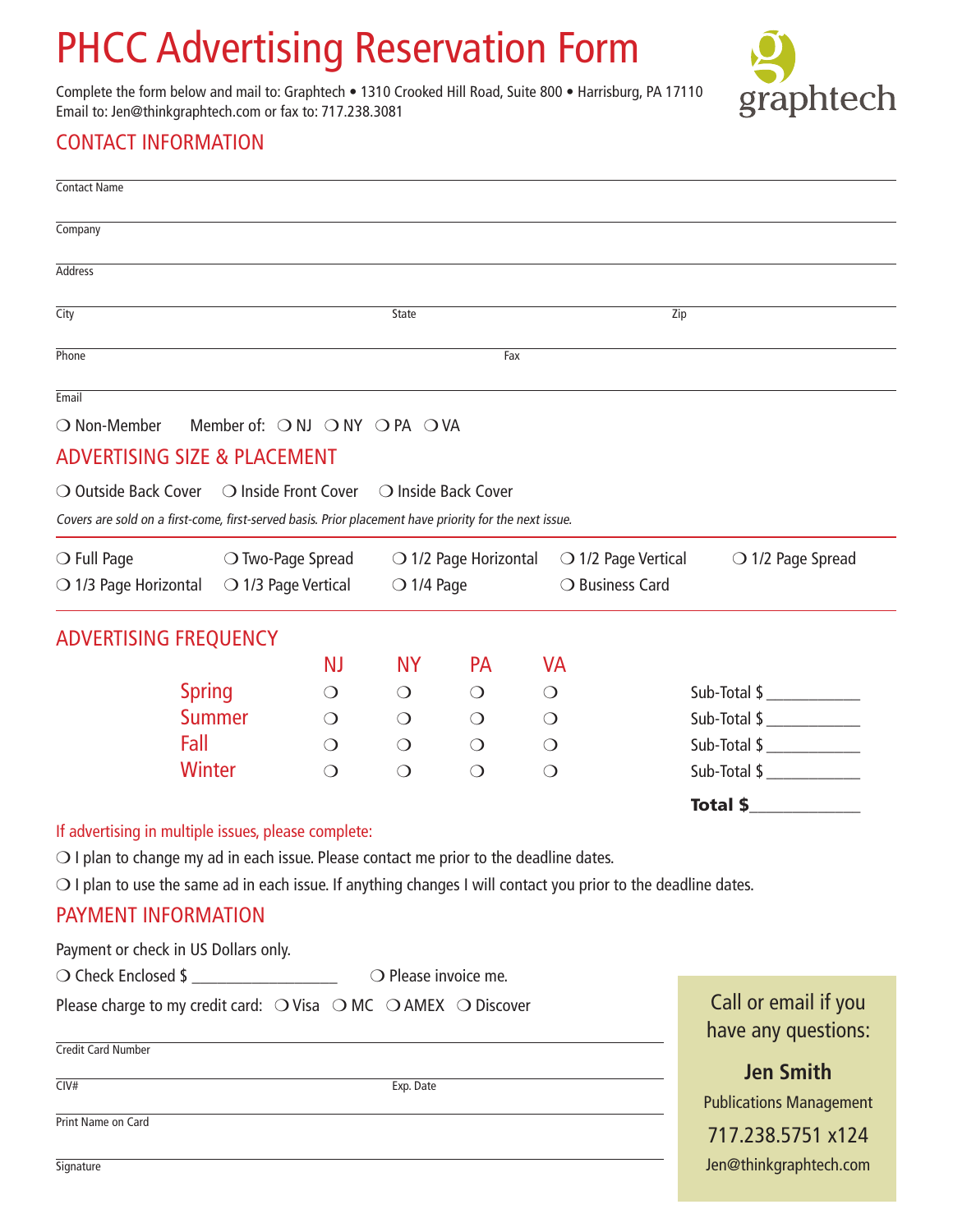# PHCC Advertising Reservation Form

Complete the form below and mail to: Graphtech • 1310 Crooked Hill Road, Suite 800 • Harrisburg, PA 17110
Email to: Jen@thinkgraphtech.com or fax to: 717.238.3081

graphtech

## CONTACT INFORMATION

Contact Name

Company

Address

City　　State　　Zip

Phone　　Fax

Email

❍ Non-Member　Member of: ❍ NJ ❍ NY ❍ PA ❍ VA

## ADVERTISING SIZE & PLACEMENT

❍ Outside Back Cover　❍ Inside Front Cover　❍ Inside Back Cover

*Covers are sold on a first-come, first-served basis. Prior placement have priority for the next issue.*

❍ Full Page　❍ Two-Page Spread　❍ 1/2 Page Horizontal　❍ 1/2 Page Vertical　❍ 1/2 Page Spread

❍ 1/3 Page Horizontal　❍ 1/3 Page Vertical　❍ 1/4 Page　❍ Business Card

## ADVERTISING FREQUENCY

| | NJ | NY | PA | VA | |
|---|---|---|---|---|---|
| Spring | ❍ | ❍ | ❍ | ❍ | Sub-Total $ ___________ |
| Summer | ❍ | ❍ | ❍ | ❍ | Sub-Total $ ___________ |
| Fall | ❍ | ❍ | ❍ | ❍ | Sub-Total $ ___________ |
| Winter | ❍ | ❍ | ❍ | ❍ | Sub-Total $ ___________ |
| | | | | | **Total $**___________ |

If advertising in multiple issues, please complete:

❍ I plan to change my ad in each issue. Please contact me prior to the deadline dates.

❍ I plan to use the same ad in each issue. If anything changes I will contact you prior to the deadline dates.

## PAYMENT INFORMATION

Payment or check in US Dollars only.

❍ Check Enclosed $ _________________　❍ Please invoice me.

Please charge to my credit card: ❍ Visa ❍ MC ❍ AMEX ❍ Discover

Credit Card Number

CIV#　　Exp. Date

Print Name on Card

Signature

Call or email if you have any questions:

**Jen Smith**

Publications Management

717.238.5751 x124

Jen@thinkgraphtech.com